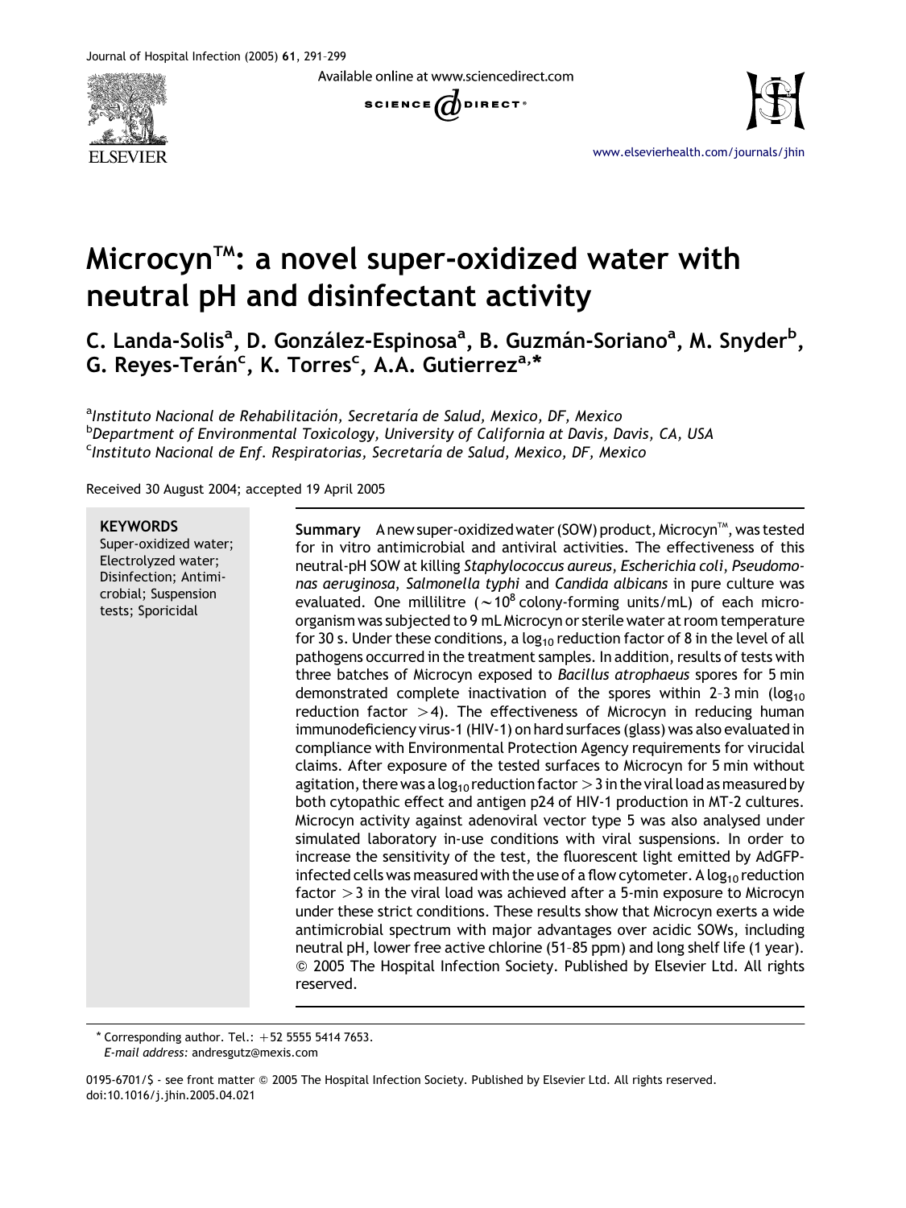# Microcyn™: a novel super-oxidized water with neutral pH and disinfectant activity

C. Landa-Solis[a], D. González-Espinosa[a], B. Guzmán-Soriano[a], M. Snyder[b], G. Reyes-Terán[c], K. Torres[c], A.A. Gutierrez[a,*]

[a] *Instituto Nacional de Rehabilitación, Secretaría de Salud, Mexico, DF, Mexico*
[b] *Department of Environmental Toxicology, University of California at Davis, Davis, CA, USA*
[c] *Instituto Nacional de Enf. Respiratorias, Secretaría de Salud, Mexico, DF, Mexico*

Received 30 August 2004; accepted 19 April 2005

**KEYWORDS**
Super-oxidized water; Electrolyzed water; Disinfection; Antimicrobial; Suspension tests; Sporicidal

**Summary** A new super-oxidized water (SOW) product, Microcyn™, was tested for in vitro antimicrobial and antiviral activities. The effectiveness of this neutral-pH SOW at killing *Staphylococcus aureus*, *Escherichia coli*, *Pseudomonas aeruginosa*, *Salmonella typhi* and *Candida albicans* in pure culture was evaluated. One millilitre ($\sim 10^8$ colony-forming units/mL) of each microorganism was subjected to 9 mL Microcyn or sterile water at room temperature for 30 s. Under these conditions, a $\log_{10}$ reduction factor of 8 in the level of all pathogens occurred in the treatment samples. In addition, results of tests with three batches of Microcyn exposed to *Bacillus atrophaeus* spores for 5 min demonstrated complete inactivation of the spores within 2–3 min ($\log_{10}$ reduction factor $>4$). The effectiveness of Microcyn in reducing human immunodeficiency virus-1 (HIV-1) on hard surfaces (glass) was also evaluated in compliance with Environmental Protection Agency requirements for virucidal claims. After exposure of the tested surfaces to Microcyn for 5 min without agitation, there was a $\log_{10}$ reduction factor $>3$ in the viral load as measured by both cytopathic effect and antigen p24 of HIV-1 production in MT-2 cultures. Microcyn activity against adenoviral vector type 5 was also analysed under simulated laboratory in-use conditions with viral suspensions. In order to increase the sensitivity of the test, the fluorescent light emitted by AdGFP-infected cells was measured with the use of a flow cytometer. A $\log_{10}$ reduction factor $>3$ in the viral load was achieved after a 5-min exposure to Microcyn under these strict conditions. These results show that Microcyn exerts a wide antimicrobial spectrum with major advantages over acidic SOWs, including neutral pH, lower free active chlorine (51–85 ppm) and long shelf life (1 year).
© 2005 The Hospital Infection Society. Published by Elsevier Ltd. All rights reserved.

\* Corresponding author. Tel.: +52 5555 5414 7653.
*E-mail address:* andresgutz@mexis.com

0195-6701/$ - see front matter © 2005 The Hospital Infection Society. Published by Elsevier Ltd. All rights reserved.
doi:10.1016/j.jhin.2005.04.021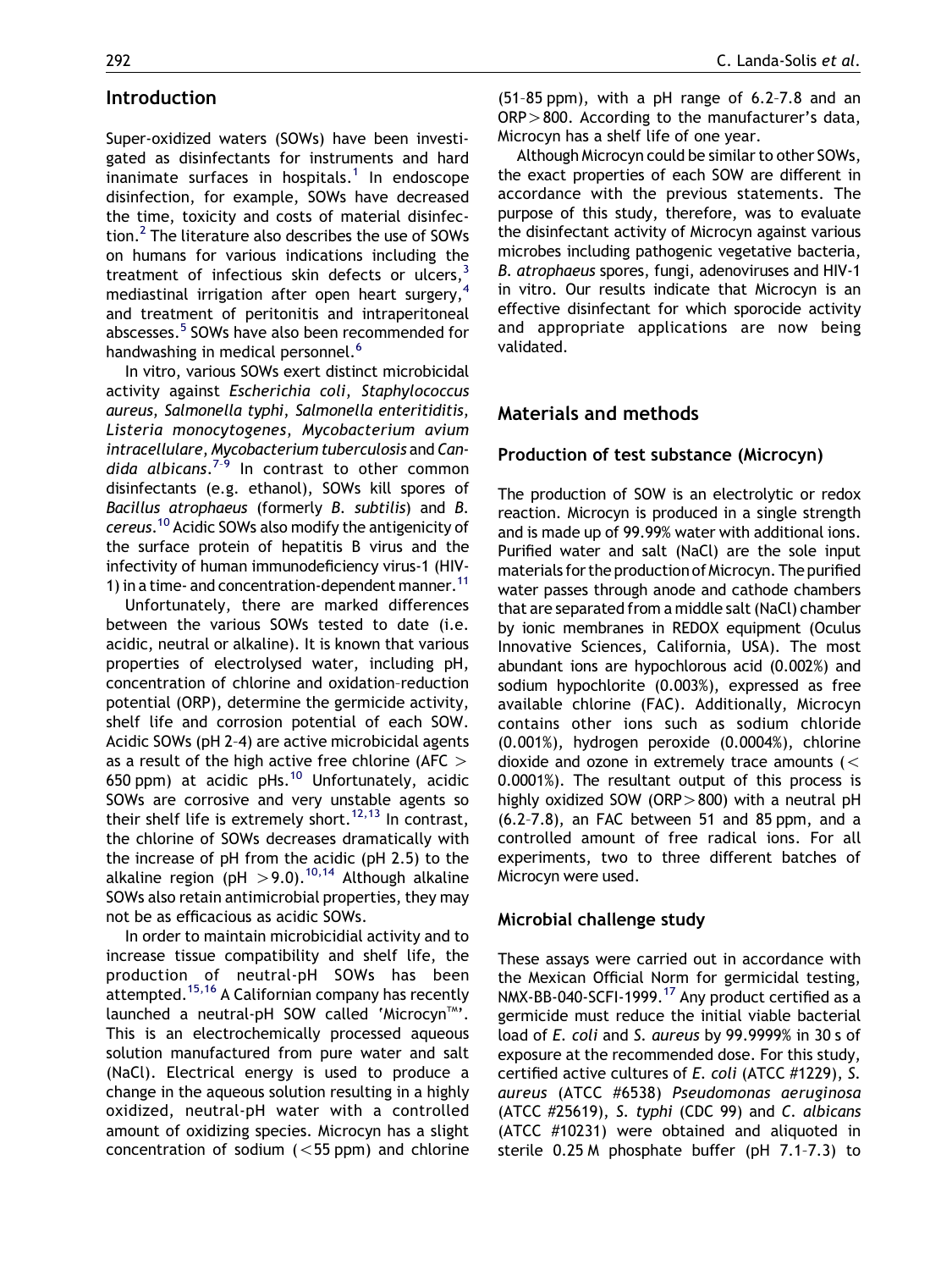## Introduction

Super-oxidized waters (SOWs) have been investigated as disinfectants for instruments and hard inanimate surfaces in hospitals.[1] In endoscope disinfection, for example, SOWs have decreased the time, toxicity and costs of material disinfection.[2] The literature also describes the use of SOWs on humans for various indications including the treatment of infectious skin defects or ulcers,[3] mediastinal irrigation after open heart surgery,[4] and treatment of peritonitis and intraperitoneal abscesses.[5] SOWs have also been recommended for handwashing in medical personnel.[6]

In vitro, various SOWs exert distinct microbicidal activity against *Escherichia coli*, *Staphylococcus aureus*, *Salmonella typhi*, *Salmonella enteritiditis*, *Listeria monocytogenes*, *Mycobacterium avium intracellulare*, *Mycobacterium tuberculosis* and *Candida albicans*.[7–9] In contrast to other common disinfectants (e.g. ethanol), SOWs kill spores of *Bacillus atrophaeus* (formerly *B. subtilis*) and *B. cereus*.[10] Acidic SOWs also modify the antigenicity of the surface protein of hepatitis B virus and the infectivity of human immunodeficiency virus-1 (HIV-1) in a time- and concentration-dependent manner.[11]

Unfortunately, there are marked differences between the various SOWs tested to date (i.e. acidic, neutral or alkaline). It is known that various properties of electrolysed water, including pH, concentration of chlorine and oxidation–reduction potential (ORP), determine the germicide activity, shelf life and corrosion potential of each SOW. Acidic SOWs (pH 2–4) are active microbicidal agents as a result of the high active free chlorine (AFC > 650 ppm) at acidic pHs.[10] Unfortunately, acidic SOWs are corrosive and very unstable agents so their shelf life is extremely short.[12,13] In contrast, the chlorine of SOWs decreases dramatically with the increase of pH from the acidic (pH 2.5) to the alkaline region (pH > 9.0).[10,14] Although alkaline SOWs also retain antimicrobial properties, they may not be as efficacious as acidic SOWs.

In order to maintain microbicidial activity and to increase tissue compatibility and shelf life, the production of neutral-pH SOWs has been attempted.[15,16] A Californian company has recently launched a neutral-pH SOW called 'Microcyn™'. This is an electrochemically processed aqueous solution manufactured from pure water and salt (NaCl). Electrical energy is used to produce a change in the aqueous solution resulting in a highly oxidized, neutral-pH water with a controlled amount of oxidizing species. Microcyn has a slight concentration of sodium (<55 ppm) and chlorine (51–85 ppm), with a pH range of 6.2–7.8 and an ORP > 800. According to the manufacturer's data, Microcyn has a shelf life of one year.

Although Microcyn could be similar to other SOWs, the exact properties of each SOW are different in accordance with the previous statements. The purpose of this study, therefore, was to evaluate the disinfectant activity of Microcyn against various microbes including pathogenic vegetative bacteria, *B. atrophaeus* spores, fungi, adenoviruses and HIV-1 in vitro. Our results indicate that Microcyn is an effective disinfectant for which sporocide activity and appropriate applications are now being validated.

## Materials and methods

### Production of test substance (Microcyn)

The production of SOW is an electrolytic or redox reaction. Microcyn is produced in a single strength and is made up of 99.99% water with additional ions. Purified water and salt (NaCl) are the sole input materials for the production of Microcyn. The purified water passes through anode and cathode chambers that are separated from a middle salt (NaCl) chamber by ionic membranes in REDOX equipment (Oculus Innovative Sciences, California, USA). The most abundant ions are hypochlorous acid (0.002%) and sodium hypochlorite (0.003%), expressed as free available chlorine (FAC). Additionally, Microcyn contains other ions such as sodium chloride (0.001%), hydrogen peroxide (0.0004%), chlorine dioxide and ozone in extremely trace amounts (< 0.0001%). The resultant output of this process is highly oxidized SOW (ORP > 800) with a neutral pH (6.2–7.8), an FAC between 51 and 85 ppm, and a controlled amount of free radical ions. For all experiments, two to three different batches of Microcyn were used.

### Microbial challenge study

These assays were carried out in accordance with the Mexican Official Norm for germicidal testing, NMX-BB-040-SCFI-1999.[17] Any product certified as a germicide must reduce the initial viable bacterial load of *E. coli* and *S. aureus* by 99.9999% in 30 s of exposure at the recommended dose. For this study, certified active cultures of *E. coli* (ATCC #1229), *S. aureus* (ATCC #6538) *Pseudomonas aeruginosa* (ATCC #25619), *S. typhi* (CDC 99) and *C. albicans* (ATCC #10231) were obtained and aliquoted in sterile 0.25 M phosphate buffer (pH 7.1–7.3) to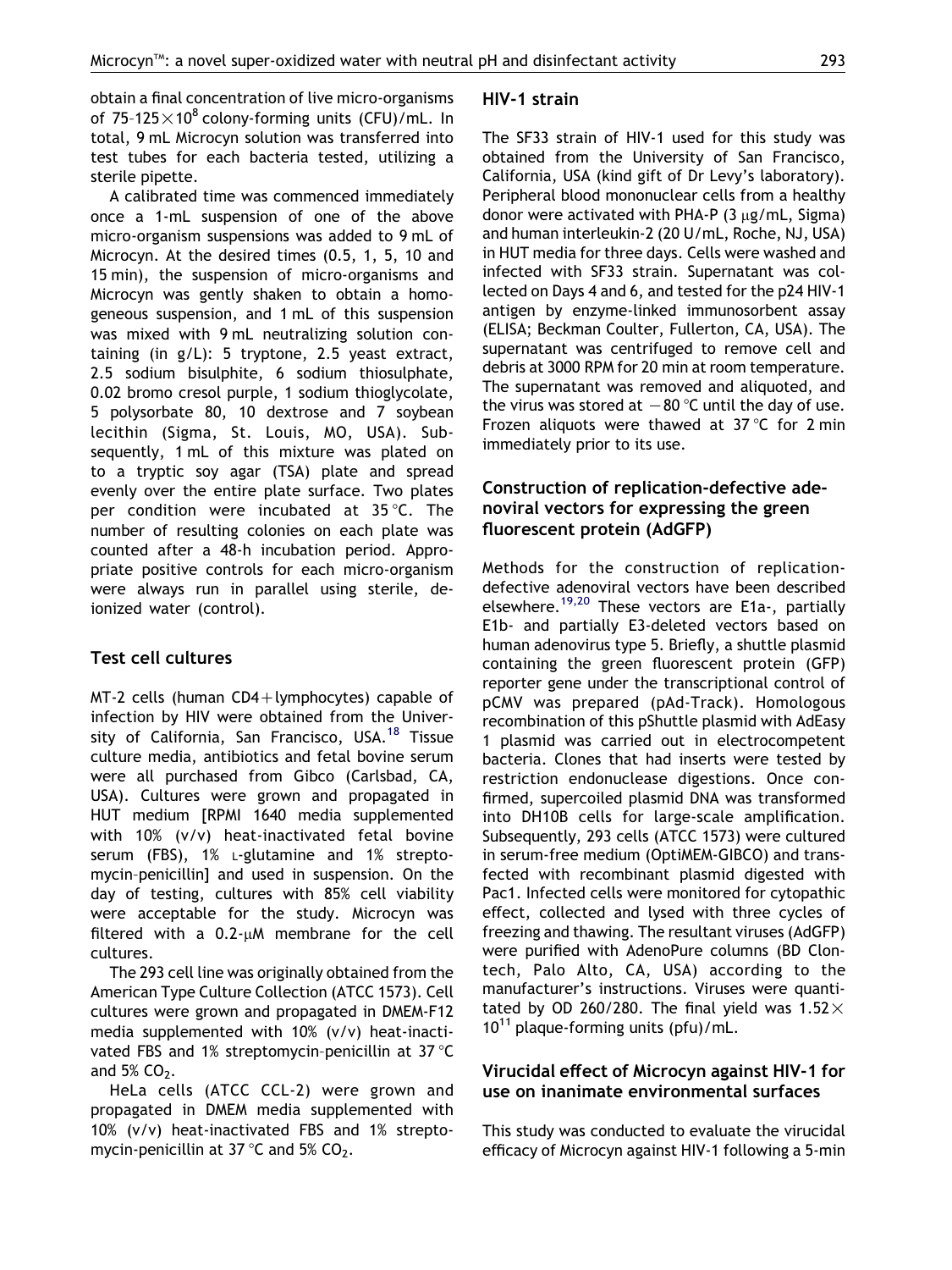obtain a final concentration of live micro-organisms of 75–125 $\times 10^8$ colony-forming units (CFU)/mL. In total, 9 mL Microcyn solution was transferred into test tubes for each bacteria tested, utilizing a sterile pipette.

A calibrated time was commenced immediately once a 1-mL suspension of one of the above micro-organism suspensions was added to 9 mL of Microcyn. At the desired times (0.5, 1, 5, 10 and 15 min), the suspension of micro-organisms and Microcyn was gently shaken to obtain a homogeneous suspension, and 1 mL of this suspension was mixed with 9 mL neutralizing solution containing (in g/L): 5 tryptone, 2.5 yeast extract, 2.5 sodium bisulphite, 6 sodium thiosulphate, 0.02 bromo cresol purple, 1 sodium thioglycolate, 5 polysorbate 80, 10 dextrose and 7 soybean lecithin (Sigma, St. Louis, MO, USA). Subsequently, 1 mL of this mixture was plated on to a tryptic soy agar (TSA) plate and spread evenly over the entire plate surface. Two plates per condition were incubated at 35 °C. The number of resulting colonies on each plate was counted after a 48-h incubation period. Appropriate positive controls for each micro-organism were always run in parallel using sterile, deionized water (control).

## Test cell cultures

MT-2 cells (human CD4+ lymphocytes) capable of infection by HIV were obtained from the University of California, San Francisco, USA.[18] Tissue culture media, antibiotics and fetal bovine serum were all purchased from Gibco (Carlsbad, CA, USA). Cultures were grown and propagated in HUT medium [RPMI 1640 media supplemented with 10% (v/v) heat-inactivated fetal bovine serum (FBS), 1% L-glutamine and 1% streptomycin–penicillin] and used in suspension. On the day of testing, cultures with 85% cell viability were acceptable for the study. Microcyn was filtered with a 0.2-μM membrane for the cell cultures.

The 293 cell line was originally obtained from the American Type Culture Collection (ATCC 1573). Cell cultures were grown and propagated in DMEM-F12 media supplemented with 10% (v/v) heat-inactivated FBS and 1% streptomycin–penicillin at 37 °C and 5% $CO_2$.

HeLa cells (ATCC CCL-2) were grown and propagated in DMEM media supplemented with 10% (v/v) heat-inactivated FBS and 1% streptomycin-penicillin at 37 °C and 5% $CO_2$.

## HIV-1 strain

The SF33 strain of HIV-1 used for this study was obtained from the University of San Francisco, California, USA (kind gift of Dr Levy's laboratory). Peripheral blood mononuclear cells from a healthy donor were activated with PHA-P (3 μg/mL, Sigma) and human interleukin-2 (20 U/mL, Roche, NJ, USA) in HUT media for three days. Cells were washed and infected with SF33 strain. Supernatant was collected on Days 4 and 6, and tested for the p24 HIV-1 antigen by enzyme-linked immunosorbent assay (ELISA; Beckman Coulter, Fullerton, CA, USA). The supernatant was centrifuged to remove cell and debris at 3000 RPM for 20 min at room temperature. The supernatant was removed and aliquoted, and the virus was stored at −80 °C until the day of use. Frozen aliquots were thawed at 37 °C for 2 min immediately prior to its use.

## Construction of replication-defective adenoviral vectors for expressing the green fluorescent protein (AdGFP)

Methods for the construction of replication-defective adenoviral vectors have been described elsewhere.[19,20] These vectors are E1a-, partially E1b- and partially E3-deleted vectors based on human adenovirus type 5. Briefly, a shuttle plasmid containing the green fluorescent protein (GFP) reporter gene under the transcriptional control of pCMV was prepared (pAd-Track). Homologous recombination of this pShuttle plasmid with AdEasy 1 plasmid was carried out in electrocompetent bacteria. Clones that had inserts were tested by restriction endonuclease digestions. Once confirmed, supercoiled plasmid DNA was transformed into DH10B cells for large-scale amplification. Subsequently, 293 cells (ATCC 1573) were cultured in serum-free medium (OptiMEM-GIBCO) and transfected with recombinant plasmid digested with Pac1. Infected cells were monitored for cytopathic effect, collected and lysed with three cycles of freezing and thawing. The resultant viruses (AdGFP) were purified with AdenoPure columns (BD Clontech, Palo Alto, CA, USA) according to the manufacturer's instructions. Viruses were quantitated by OD 260/280. The final yield was $1.52 \times 10^{11}$ plaque-forming units (pfu)/mL.

## Virucidal effect of Microcyn against HIV-1 for use on inanimate environmental surfaces

This study was conducted to evaluate the virucidal efficacy of Microcyn against HIV-1 following a 5-min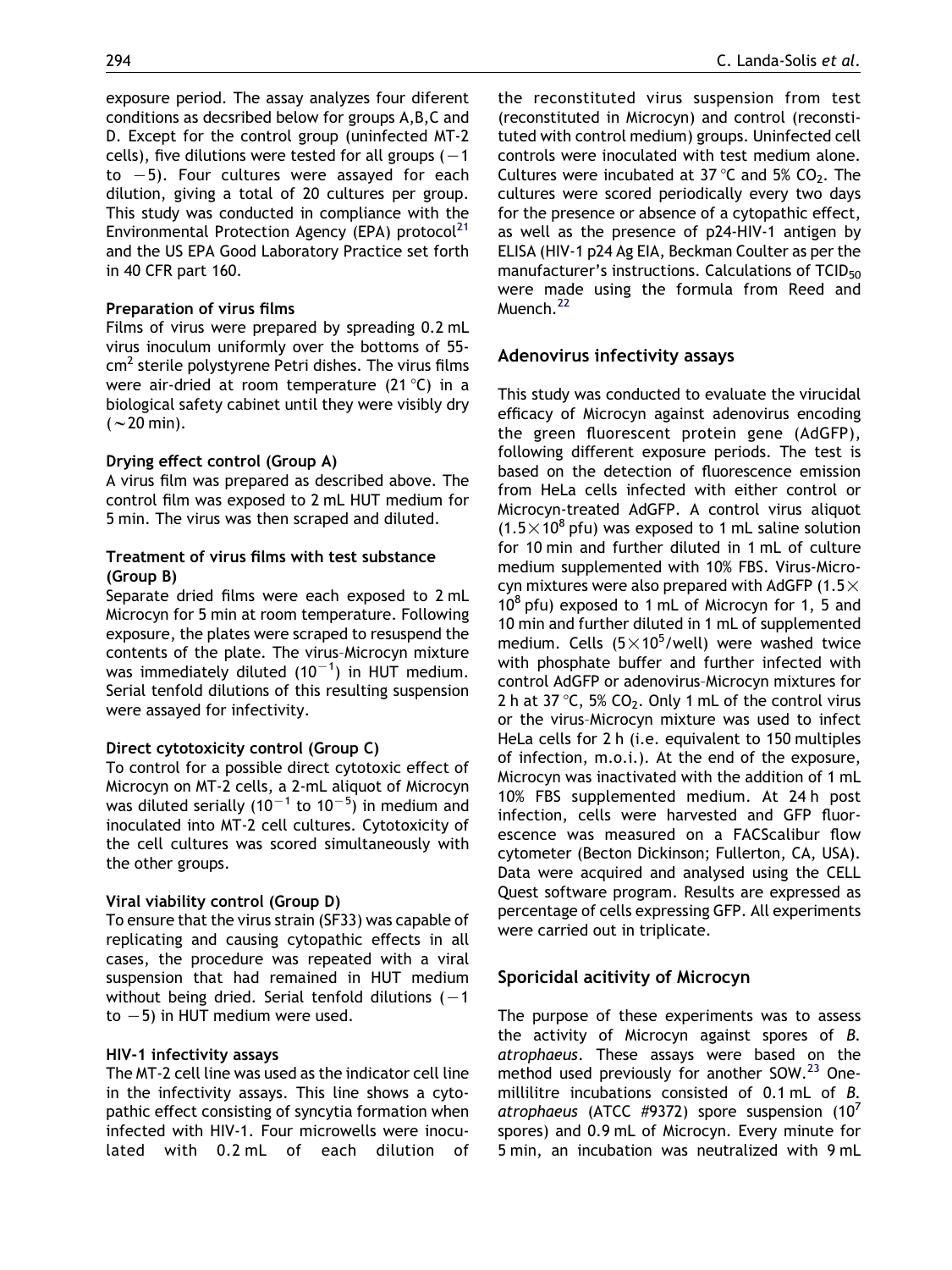exposure period. The assay analyzes four diferent conditions as decsribed below for groups A,B,C and D. Except for the control group (uninfected MT-2 cells), five dilutions were tested for all groups ($-1$ to $-5$). Four cultures were assayed for each dilution, giving a total of 20 cultures per group. This study was conducted in compliance with the Environmental Protection Agency (EPA) protocol[21] and the US EPA Good Laboratory Practice set forth in 40 CFR part 160.

#### Preparation of virus films

Films of virus were prepared by spreading 0.2 mL virus inoculum uniformly over the bottoms of 55-$cm^2$ sterile polystyrene Petri dishes. The virus films were air-dried at room temperature (21 °C) in a biological safety cabinet until they were visibly dry (~20 min).

#### Drying effect control (Group A)

A virus film was prepared as described above. The control film was exposed to 2 mL HUT medium for 5 min. The virus was then scraped and diluted.

#### Treatment of virus films with test substance (Group B)

Separate dried films were each exposed to 2 mL Microcyn for 5 min at room temperature. Following exposure, the plates were scraped to resuspend the contents of the plate. The virus–Microcyn mixture was immediately diluted ($10^{-1}$) in HUT medium. Serial tenfold dilutions of this resulting suspension were assayed for infectivity.

#### Direct cytotoxicity control (Group C)

To control for a possible direct cytotoxic effect of Microcyn on MT-2 cells, a 2-mL aliquot of Microcyn was diluted serially ($10^{-1}$ to $10^{-5}$) in medium and inoculated into MT-2 cell cultures. Cytotoxicity of the cell cultures was scored simultaneously with the other groups.

#### Viral viability control (Group D)

To ensure that the virus strain (SF33) was capable of replicating and causing cytopathic effects in all cases, the procedure was repeated with a viral suspension that had remained in HUT medium without being dried. Serial tenfold dilutions ($-1$ to $-5$) in HUT medium were used.

#### HIV-1 infectivity assays

The MT-2 cell line was used as the indicator cell line in the infectivity assays. This line shows a cytopathic effect consisting of syncytia formation when infected with HIV-1. Four microwells were inoculated with 0.2 mL of each dilution of the reconstituted virus suspension from test (reconstituted in Microcyn) and control (reconstituted with control medium) groups. Uninfected cell controls were inoculated with test medium alone. Cultures were incubated at 37 °C and 5% $CO_2$. The cultures were scored periodically every two days for the presence or absence of a cytopathic effect, as well as the presence of p24-HIV-1 antigen by ELISA (HIV-1 p24 Ag EIA, Beckman Coulter as per the manufacturer's instructions. Calculations of $TCID_{50}$ were made using the formula from Reed and Muench.[22]

### Adenovirus infectivity assays

This study was conducted to evaluate the virucidal efficacy of Microcyn against adenovirus encoding the green fluorescent protein gene (AdGFP), following different exposure periods. The test is based on the detection of fluorescence emission from HeLa cells infected with either control or Microcyn-treated AdGFP. A control virus aliquot ($1.5 \times 10^8$ pfu) was exposed to 1 mL saline solution for 10 min and further diluted in 1 mL of culture medium supplemented with 10% FBS. Virus-Microcyn mixtures were also prepared with AdGFP ($1.5 \times 10^8$ pfu) exposed to 1 mL of Microcyn for 1, 5 and 10 min and further diluted in 1 mL of supplemented medium. Cells ($5 \times 10^5$/well) were washed twice with phosphate buffer and further infected with control AdGFP or adenovirus–Microcyn mixtures for 2 h at 37 °C, 5% $CO_2$. Only 1 mL of the control virus or the virus–Microcyn mixture was used to infect HeLa cells for 2 h (i.e. equivalent to 150 multiples of infection, m.o.i.). At the end of the exposure, Microcyn was inactivated with the addition of 1 mL 10% FBS supplemented medium. At 24 h post infection, cells were harvested and GFP fluorescence was measured on a FACScalibur flow cytometer (Becton Dickinson; Fullerton, CA, USA). Data were acquired and analysed using the CELL Quest software program. Results are expressed as percentage of cells expressing GFP. All experiments were carried out in triplicate.

### Sporicidal acitivity of Microcyn

The purpose of these experiments was to assess the activity of Microcyn against spores of *B. atrophaeus*. These assays were based on the method used previously for another SOW.[23] One-millilitre incubations consisted of 0.1 mL of *B. atrophaeus* (ATCC #9372) spore suspension ($10^7$ spores) and 0.9 mL of Microcyn. Every minute for 5 min, an incubation was neutralized with 9 mL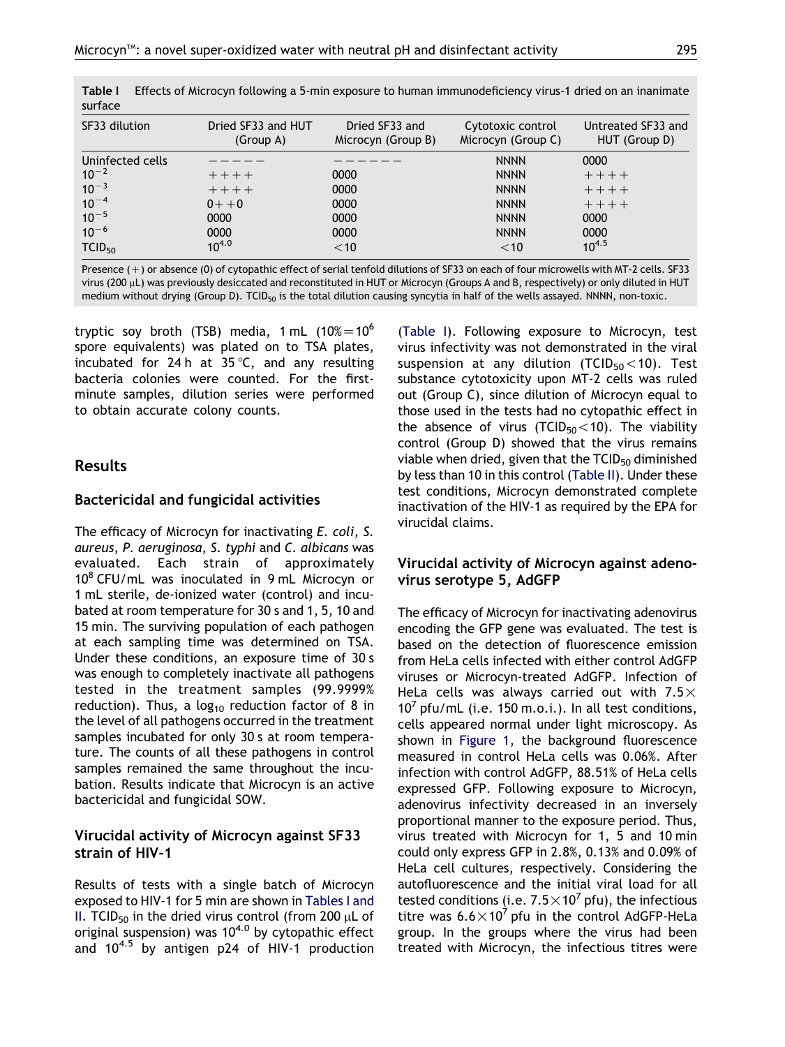Table I Effects of Microcyn following a 5-min exposure to human immunodeficiency virus-1 dried on an inanimate surface

| SF33 dilution | Dried SF33 and HUT (Group A) | Dried SF33 and Microcyn (Group B) | Cytotoxic control Microcyn (Group C) | Untreated SF33 and HUT (Group D) |
|---|---|---|---|---|
| Uninfected cells | ––––– | –––––– | NNNN | 0000 |
| $10^{-2}$ | ++++ | 0000 | NNNN | ++++ |
| $10^{-3}$ | ++++ | 0000 | NNNN | ++++ |
| $10^{-4}$ | 0++0 | 0000 | NNNN | ++++ |
| $10^{-5}$ | 0000 | 0000 | NNNN | 0000 |
| $10^{-6}$ | 0000 | 0000 | NNNN | 0000 |
| $TCID_{50}$ | $10^{4.0}$ | $<10$ | $<10$ | $10^{4.5}$ |

Presence (+) or absence (0) of cytopathic effect of serial tenfold dilutions of SF33 on each of four microwells with MT-2 cells. SF33 virus (200 μL) was previously desiccated and reconstituted in HUT or Microcyn (Groups A and B, respectively) or only diluted in HUT medium without drying (Group D). $TCID_{50}$ is the total dilution causing syncytia in half of the wells assayed. NNNN, non-toxic.

tryptic soy broth (TSB) media, 1 mL ($10\% = 10^6$ spore equivalents) was plated on to TSA plates, incubated for 24 h at 35 °C, and any resulting bacteria colonies were counted. For the first-minute samples, dilution series were performed to obtain accurate colony counts.

## Results

### Bactericidal and fungicidal activities

The efficacy of Microcyn for inactivating *E. coli*, *S. aureus*, *P. aeruginosa*, *S. typhi* and *C. albicans* was evaluated. Each strain of approximately $10^8$ CFU/mL was inoculated in 9 mL Microcyn or 1 mL sterile, de-ionized water (control) and incubated at room temperature for 30 s and 1, 5, 10 and 15 min. The surviving population of each pathogen at each sampling time was determined on TSA. Under these conditions, an exposure time of 30 s was enough to completely inactivate all pathogens tested in the treatment samples (99.9999% reduction). Thus, a $\log_{10}$ reduction factor of 8 in the level of all pathogens occurred in the treatment samples incubated for only 30 s at room temperature. The counts of all these pathogens in control samples remained the same throughout the incubation. Results indicate that Microcyn is an active bactericidal and fungicidal SOW.

### Virucidal activity of Microcyn against SF33 strain of HIV-1

Results of tests with a single batch of Microcyn exposed to HIV-1 for 5 min are shown in Tables I and II. $TCID_{50}$ in the dried virus control (from 200 μL of original suspension) was $10^{4.0}$ by cytopathic effect and $10^{4.5}$ by antigen p24 of HIV-1 production (Table I). Following exposure to Microcyn, test virus infectivity was not demonstrated in the viral suspension at any dilution ($TCID_{50} < 10$). Test substance cytotoxicity upon MT-2 cells was ruled out (Group C), since dilution of Microcyn equal to those used in the tests had no cytopathic effect in the absence of virus ($TCID_{50} < 10$). The viability control (Group D) showed that the virus remains viable when dried, given that the $TCID_{50}$ diminished by less than 10 in this control (Table II). Under these test conditions, Microcyn demonstrated complete inactivation of the HIV-1 as required by the EPA for virucidal claims.

### Virucidal activity of Microcyn against adenovirus serotype 5, AdGFP

The efficacy of Microcyn for inactivating adenovirus encoding the GFP gene was evaluated. The test is based on the detection of fluorescence emission from HeLa cells infected with either control AdGFP viruses or Microcyn-treated AdGFP. Infection of HeLa cells was always carried out with $7.5 \times 10^7$ pfu/mL (i.e. 150 m.o.i.). In all test conditions, cells appeared normal under light microscopy. As shown in Figure 1, the background fluorescence measured in control HeLa cells was 0.06%. After infection with control AdGFP, 88.51% of HeLa cells expressed GFP. Following exposure to Microcyn, adenovirus infectivity decreased in an inversely proportional manner to the exposure period. Thus, virus treated with Microcyn for 1, 5 and 10 min could only express GFP in 2.8%, 0.13% and 0.09% of HeLa cell cultures, respectively. Considering the autofluorescence and the initial viral load for all tested conditions (i.e. $7.5 \times 10^7$ pfu), the infectious titre was $6.6 \times 10^7$ pfu in the control AdGFP-HeLa group. In the groups where the virus had been treated with Microcyn, the infectious titres were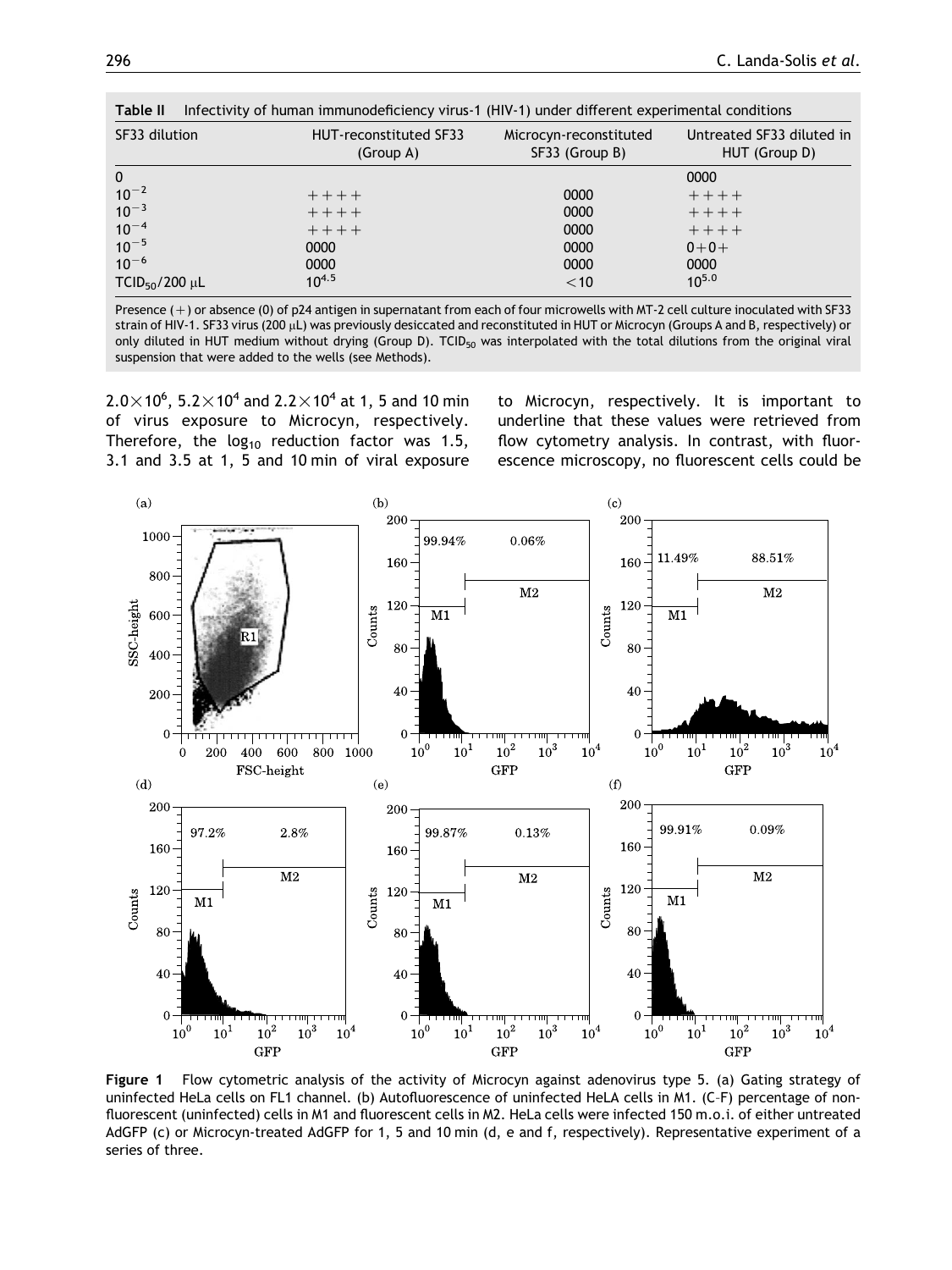**Table II** Infectivity of human immunodeficiency virus-1 (HIV-1) under different experimental conditions

| SF33 dilution | HUT-reconstituted SF33 (Group A) | Microcyn-reconstituted SF33 (Group B) | Untreated SF33 diluted in HUT (Group D) |
|---|---|---|---|
| 0 | | | 0000 |
| $10^{-2}$ | ++++ | 0000 | ++++ |
| $10^{-3}$ | ++++ | 0000 | ++++ |
| $10^{-4}$ | ++++ | 0000 | ++++ |
| $10^{-5}$ | 0000 | 0000 | 0+0+ |
| $10^{-6}$ | 0000 | 0000 | 0000 |
| $TCID_{50}$/200 μL | $10^{4.5}$ | <10 | $10^{5.0}$ |

Presence (+) or absence (0) of p24 antigen in supernatant from each of four microwells with MT-2 cell culture inoculated with SF33 strain of HIV-1. SF33 virus (200 μL) was previously desiccated and reconstituted in HUT or Microcyn (Groups A and B, respectively) or only diluted in HUT medium without drying (Group D). $TCID_{50}$ was interpolated with the total dilutions from the original viral suspension that were added to the wells (see Methods).

$2.0\times10^6$, $5.2\times10^4$ and $2.2\times10^4$ at 1, 5 and 10 min of virus exposure to Microcyn, respectively. Therefore, the $\log_{10}$ reduction factor was 1.5, 3.1 and 3.5 at 1, 5 and 10 min of viral exposure to Microcyn, respectively. It is important to underline that these values were retrieved from flow cytometry analysis. In contrast, with fluorescence microscopy, no fluorescent cells could be

**Figure 1** Flow cytometric analysis of the activity of Microcyn against adenovirus type 5. (a) Gating strategy of uninfected HeLa cells on FL1 channel. (b) Autofluorescence of uninfected HeLA cells in M1. (C–F) percentage of non-fluorescent (uninfected) cells in M1 and fluorescent cells in M2. HeLa cells were infected 150 m.o.i. of either untreated AdGFP (c) or Microcyn-treated AdGFP for 1, 5 and 10 min (d, e and f, respectively). Representative experiment of a series of three.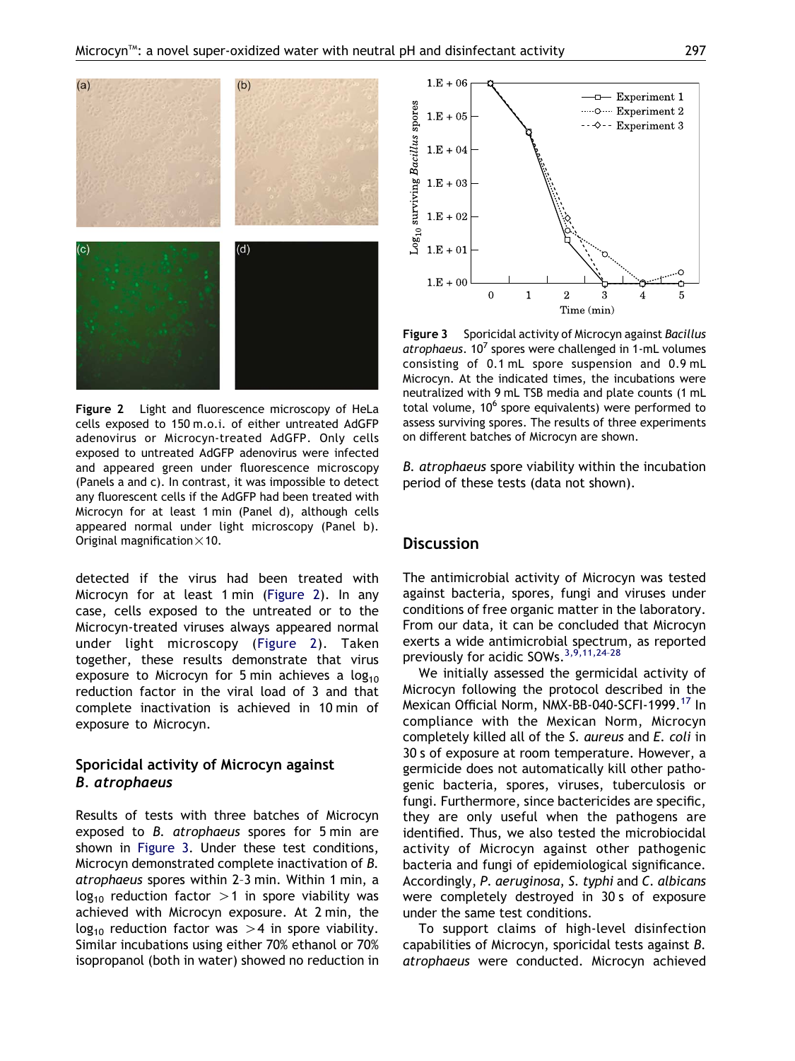Figure 2 Light and fluorescence microscopy of HeLa cells exposed to 150 m.o.i. of either untreated AdGFP adenovirus or Microcyn-treated AdGFP. Only cells exposed to untreated AdGFP adenovirus were infected and appeared green under fluorescence microscopy (Panels a and c). In contrast, it was impossible to detect any fluorescent cells if the AdGFP had been treated with Microcyn for at least 1 min (Panel d), although cells appeared normal under light microscopy (Panel b). Original magnification × 10.

detected if the virus had been treated with Microcyn for at least 1 min (Figure 2). In any case, cells exposed to the untreated or to the Microcyn-treated viruses always appeared normal under light microscopy (Figure 2). Taken together, these results demonstrate that virus exposure to Microcyn for 5 min achieves a $\log_{10}$ reduction factor in the viral load of 3 and that complete inactivation is achieved in 10 min of exposure to Microcyn.

### Sporicidal activity of Microcyn against *B. atrophaeus*

Results of tests with three batches of Microcyn exposed to *B. atrophaeus* spores for 5 min are shown in Figure 3. Under these test conditions, Microcyn demonstrated complete inactivation of *B. atrophaeus* spores within 2–3 min. Within 1 min, a $\log_{10}$ reduction factor $>1$ in spore viability was achieved with Microcyn exposure. At 2 min, the $\log_{10}$ reduction factor was $>4$ in spore viability. Similar incubations using either 70% ethanol or 70% isopropanol (both in water) showed no reduction in *B. atrophaeus* spore viability within the incubation period of these tests (data not shown).

Figure 3 Sporicidal activity of Microcyn against *Bacillus atrophaeus*. $10^7$ spores were challenged in 1-mL volumes consisting of 0.1 mL spore suspension and 0.9 mL Microcyn. At the indicated times, the incubations were neutralized with 9 mL TSB media and plate counts (1 mL total volume, $10^6$ spore equivalents) were performed to assess surviving spores. The results of three experiments on different batches of Microcyn are shown.

## Discussion

The antimicrobial activity of Microcyn was tested against bacteria, spores, fungi and viruses under conditions of free organic matter in the laboratory. From our data, it can be concluded that Microcyn exerts a wide antimicrobial spectrum, as reported previously for acidic SOWs.[3,9,11,24-28]

We initially assessed the germicidal activity of Microcyn following the protocol described in the Mexican Official Norm, NMX-BB-040-SCFI-1999.[17] In compliance with the Mexican Norm, Microcyn completely killed all of the *S. aureus* and *E. coli* in 30 s of exposure at room temperature. However, a germicide does not automatically kill other pathogenic bacteria, spores, viruses, tuberculosis or fungi. Furthermore, since bactericides are specific, they are only useful when the pathogens are identified. Thus, we also tested the microbiocidal activity of Microcyn against other pathogenic bacteria and fungi of epidemiological significance. Accordingly, *P. aeruginosa*, *S. typhi* and *C. albicans* were completely destroyed in 30 s of exposure under the same test conditions.

To support claims of high-level disinfection capabilities of Microcyn, sporicidal tests against *B. atrophaeus* were conducted. Microcyn achieved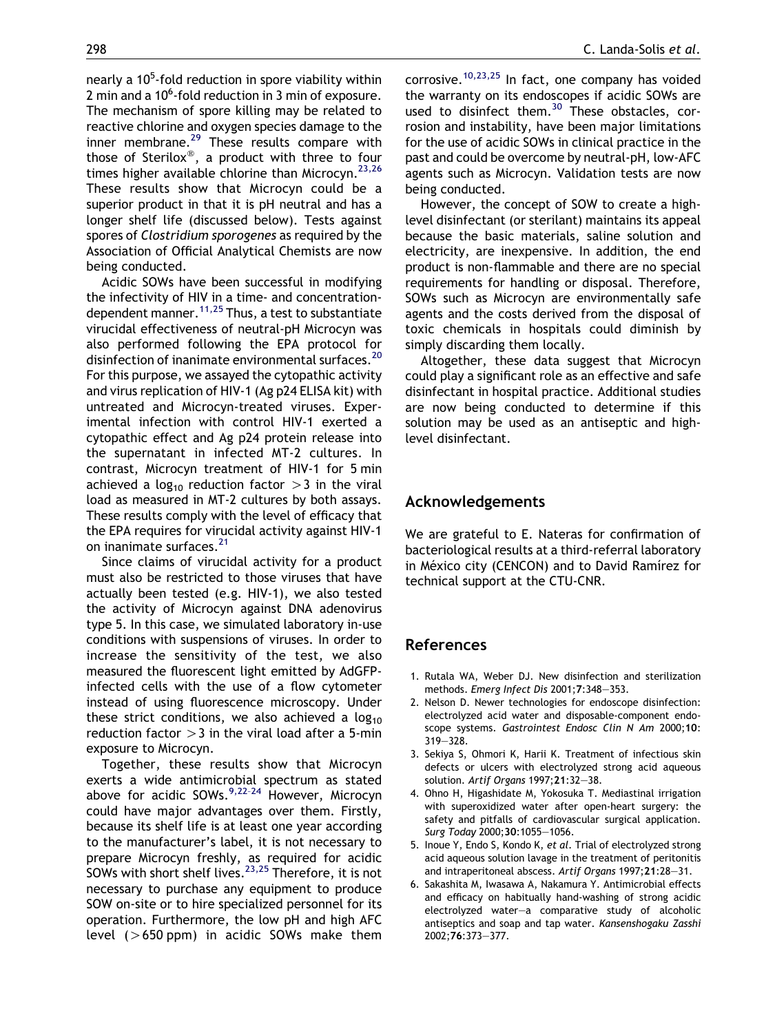nearly a $10^5$-fold reduction in spore viability within 2 min and a $10^6$-fold reduction in 3 min of exposure. The mechanism of spore killing may be related to reactive chlorine and oxygen species damage to the inner membrane.[29] These results compare with those of Sterilox®, a product with three to four times higher available chlorine than Microcyn.[23,26] These results show that Microcyn could be a superior product in that it is pH neutral and has a longer shelf life (discussed below). Tests against spores of *Clostridium sporogenes* as required by the Association of Official Analytical Chemists are now being conducted.

Acidic SOWs have been successful in modifying the infectivity of HIV in a time- and concentration-dependent manner.[11,25] Thus, a test to substantiate virucidal effectiveness of neutral-pH Microcyn was also performed following the EPA protocol for disinfection of inanimate environmental surfaces.[20] For this purpose, we assayed the cytopathic activity and virus replication of HIV-1 (Ag p24 ELISA kit) with untreated and Microcyn-treated viruses. Experimental infection with control HIV-1 exerted a cytopathic effect and Ag p24 protein release into the supernatant in infected MT-2 cultures. In contrast, Microcyn treatment of HIV-1 for 5 min achieved a $\log_{10}$ reduction factor $>3$ in the viral load as measured in MT-2 cultures by both assays. These results comply with the level of efficacy that the EPA requires for virucidal activity against HIV-1 on inanimate surfaces.[21]

Since claims of virucidal activity for a product must also be restricted to those viruses that have actually been tested (e.g. HIV-1), we also tested the activity of Microcyn against DNA adenovirus type 5. In this case, we simulated laboratory in-use conditions with suspensions of viruses. In order to increase the sensitivity of the test, we also measured the fluorescent light emitted by AdGFP-infected cells with the use of a flow cytometer instead of using fluorescence microscopy. Under these strict conditions, we also achieved a $\log_{10}$ reduction factor $>3$ in the viral load after a 5-min exposure to Microcyn.

Together, these results show that Microcyn exerts a wide antimicrobial spectrum as stated above for acidic SOWs.[9,22–24] However, Microcyn could have major advantages over them. Firstly, because its shelf life is at least one year according to the manufacturer's label, it is not necessary to prepare Microcyn freshly, as required for acidic SOWs with short shelf lives.[23,25] Therefore, it is not necessary to purchase any equipment to produce SOW on-site or to hire specialized personnel for its operation. Furthermore, the low pH and high AFC level ($>650$ ppm) in acidic SOWs make them corrosive.[10,23,25] In fact, one company has voided the warranty on its endoscopes if acidic SOWs are used to disinfect them.[30] These obstacles, corrosion and instability, have been major limitations for the use of acidic SOWs in clinical practice in the past and could be overcome by neutral-pH, low-AFC agents such as Microcyn. Validation tests are now being conducted.

However, the concept of SOW to create a high-level disinfectant (or sterilant) maintains its appeal because the basic materials, saline solution and electricity, are inexpensive. In addition, the end product is non-flammable and there are no special requirements for handling or disposal. Therefore, SOWs such as Microcyn are environmentally safe agents and the costs derived from the disposal of toxic chemicals in hospitals could diminish by simply discarding them locally.

Altogether, these data suggest that Microcyn could play a significant role as an effective and safe disinfectant in hospital practice. Additional studies are now being conducted to determine if this solution may be used as an antiseptic and high-level disinfectant.

## Acknowledgements

We are grateful to E. Nateras for confirmation of bacteriological results at a third-referral laboratory in México city (CENCON) and to David Ramírez for technical support at the CTU-CNR.

## References

1. Rutala WA, Weber DJ. New disinfection and sterilization methods. *Emerg Infect Dis* 2001;**7**:348–353.
2. Nelson D. Newer technologies for endoscope disinfection: electrolyzed acid water and disposable-component endoscope systems. *Gastrointest Endosc Clin N Am* 2000;**10**: 319–328.
3. Sekiya S, Ohmori K, Harii K. Treatment of infectious skin defects or ulcers with electrolyzed strong acid aqueous solution. *Artif Organs* 1997;**21**:32–38.
4. Ohno H, Higashidate M, Yokosuka T. Mediastinal irrigation with superoxidized water after open-heart surgery: the safety and pitfalls of cardiovascular surgical application. *Surg Today* 2000;**30**:1055–1056.
5. Inoue Y, Endo S, Kondo K, *et al*. Trial of electrolyzed strong acid aqueous solution lavage in the treatment of peritonitis and intraperitoneal abscess. *Artif Organs* 1997;**21**:28–31.
6. Sakashita M, Iwasawa A, Nakamura Y. Antimicrobial effects and efficacy on habitually hand-washing of strong acidic electrolyzed water—a comparative study of alcoholic antiseptics and soap and tap water. *Kansenshogaku Zasshi* 2002;**76**:373–377.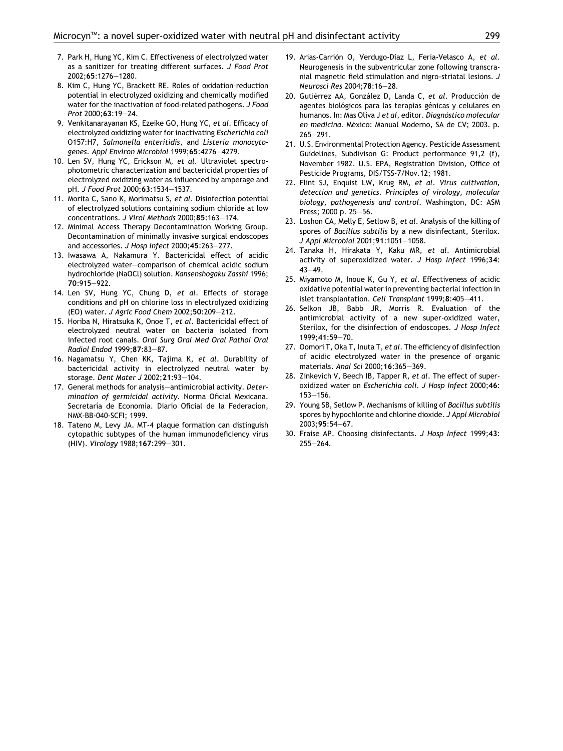7. Park H, Hung YC, Kim C. Effectiveness of electrolyzed water as a sanitizer for treating different surfaces. *J Food Prot* 2002;**65**:1276—1280.
8. Kim C, Hung YC, Brackett RE. Roles of oxidation–reduction potential in electrolyzed oxidizing and chemically modified water for the inactivation of food-related pathogens. *J Food Prot* 2000;**63**:19—24.
9. Venkitanarayanan KS, Ezeike GO, Hung YC, *et al*. Efficacy of electrolyzed oxidizing water for inactivating *Escherichia coli* O157:H7, *Salmonella enteritidis*, and *Listeria monocytogenes*. *Appl Environ Microbiol* 1999;**65**:4276—4279.
10. Len SV, Hung YC, Erickson M, *et al*. Ultraviolet spectrophotometric characterization and bactericidal properties of electrolyzed oxidizing water as influenced by amperage and pH. *J Food Prot* 2000;**63**:1534—1537.
11. Morita C, Sano K, Morimatsu S, *et al*. Disinfection potential of electrolyzed solutions containing sodium chloride at low concentrations. *J Virol Methods* 2000;**85**:163—174.
12. Minimal Access Therapy Decontamination Working Group. Decontamination of minimally invasive surgical endoscopes and accessories. *J Hosp Infect* 2000;**45**:263—277.
13. Iwasawa A, Nakamura Y. Bactericidal effect of acidic electrolyzed water—comparison of chemical acidic sodium hydrochloride (NaOCl) solution. *Kansenshogaku Zasshi* 1996; **70**:915—922.
14. Len SV, Hung YC, Chung D, *et al*. Effects of storage conditions and pH on chlorine loss in electrolyzed oxidizing (EO) water. *J Agric Food Chem* 2002;**50**:209—212.
15. Horiba N, Hiratsuka K, Onoe T, *et al*. Bactericidal effect of electrolyzed neutral water on bacteria isolated from infected root canals. *Oral Surg Oral Med Oral Pathol Oral Radiol Endod* 1999;**87**:83—87.
16. Nagamatsu Y, Chen KK, Tajima K, *et al*. Durability of bactericidal activity in electrolyzed neutral water by storage. *Dent Mater J* 2002;**21**:93—104.
17. General methods for analysis—antimicrobial activity. *Determination of germicidal activity*. Norma Oficial Mexicana. Secretaría de Economía. Diario Oficial de la Federacíon, NMX-BB-040-SCFI; 1999.
18. Tateno M, Levy JA. MT-4 plaque formation can distinguish cytopathic subtypes of the human immunodeficiency virus (HIV). *Virology* 1988;**167**:299—301.
19. Arias-Carrión O, Verdugo-Díaz L, Feria-Velasco A, *et al*. Neurogenesis in the subventricular zone following transcranial magnetic field stimulation and nigro-striatal lesions. *J Neurosci Res* 2004;**78**:16—28.
20. Gutiérrez AA, González D, Landa C, *et al*. Producción de agentes biológicos para las terapias génicas y celulares en humanos. In: Mas Oliva J *et al*, editor. *Diagnóstico molecular en medicina*. México: Manual Moderno, SA de CV; 2003. p. 265—291.
21. U.S. Environmental Protection Agency. Pesticide Assessment Guidelines, Subdivison G: Product performance 91,2 (f), November 1982. U.S. EPA, Registration Division, Office of Pesticide Programs, DIS/TSS-7/Nov.12; 1981.
22. Flint SJ, Enquist LW, Krug RM, *et al*. *Virus cultivation, detection and genetics. Principles of virology, molecular biology, pathogenesis and control*. Washington, DC: ASM Press; 2000 p. 25—56.
23. Loshon CA, Melly E, Setlow B, *et al*. Analysis of the killing of spores of *Bacillus subtilis* by a new disinfectant, Sterilox. *J Appl Microbiol* 2001;**91**:1051—1058.
24. Tanaka H, Hirakata Y, Kaku MR, *et al*. Antimicrobial activity of superoxidized water. *J Hosp Infect* 1996;**34**: 43—49.
25. Miyamoto M, Inoue K, Gu Y, *et al*. Effectiveness of acidic oxidative potential water in preventing bacterial infection in islet transplantation. *Cell Transplant* 1999;**8**:405—411.
26. Selkon JB, Babb JR, Morris R. Evaluation of the antimicrobial activity of a new super-oxidized water, Sterilox, for the disinfection of endoscopes. *J Hosp Infect* 1999;**41**:59—70.
27. Oomori T, Oka T, Inuta T, *et al*. The efficiency of disinfection of acidic electrolyzed water in the presence of organic materials. *Anal Sci* 2000;**16**:365—369.
28. Zinkevich V, Beech IB, Tapper R, *et al*. The effect of super-oxidized water on *Escherichia coli*. *J Hosp Infect* 2000;**46**: 153—156.
29. Young SB, Setlow P. Mechanisms of killing of *Bacillus subtilis* spores by hypochlorite and chlorine dioxide. *J Appl Microbiol* 2003;**95**:54—67.
30. Fraise AP. Choosing disinfectants. *J Hosp Infect* 1999;**43**: 255—264.